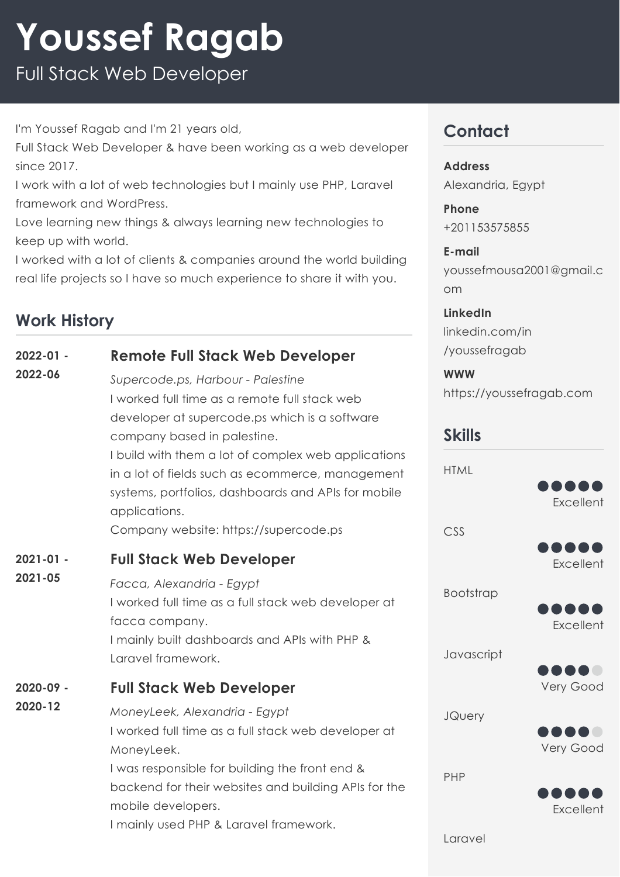# Youssef Ragab

Full Stack Web Developer

I'm Youssef Ragab and I'm 21 years old,
Full Stack Web Developer & have been working as a web developer since 2017.
I work with a lot of web technologies but I mainly use PHP, Laravel framework and WordPress.
Love learning new things & always learning new technologies to keep up with world.
I worked with a lot of clients & companies around the world building real life projects so I have so much experience to share it with you.

## Work History

**2022-01 - 2022-06**

### Remote Full Stack Web Developer

*Supercode.ps, Harbour - Palestine*

I worked full time as a remote full stack web developer at supercode.ps which is a software company based in palestine.
I build with them a lot of complex web applications in a lot of fields such as ecommerce, management systems, portfolios, dashboards and APIs for mobile applications.
Company website: https://supercode.ps

**2021-01 - 2021-05**

### Full Stack Web Developer

*Facca, Alexandria - Egypt*

I worked full time as a full stack web developer at facca company.
I mainly built dashboards and APIs with PHP & Laravel framework.

**2020-09 - 2020-12**

### Full Stack Web Developer

*MoneyLeek, Alexandria - Egypt*

I worked full time as a full stack web developer at MoneyLeek.
I was responsible for building the front end & backend for their websites and building APIs for the mobile developers.
I mainly used PHP & Laravel framework.

## Contact

**Address**
Alexandria, Egypt

**Phone**
+201153575855

**E-mail**
youssefmousa2001@gmail.com

**LinkedIn**
linkedin.com/in/youssefragab

**WWW**
https://youssefragab.com

## Skills

| Skill | Level |
|---|---|
| HTML | Excellent |
| CSS | Excellent |
| Bootstrap | Excellent |
| Javascript | Very Good |
| JQuery | Very Good |
| PHP | Excellent |
| Laravel | |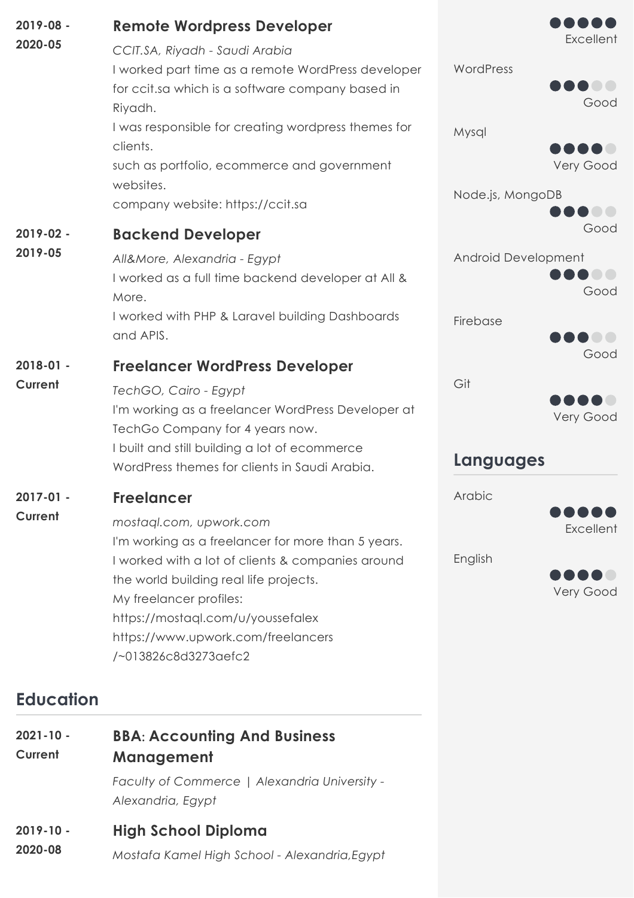**2019-08 - 2020-05**

### Remote Wordpress Developer

*CCIT.SA, Riyadh - Saudi Arabia*

I worked part time as a remote WordPress developer for ccit.sa which is a software company based in Riyadh.
I was responsible for creating wordpress themes for clients.
such as portfolio, ecommerce and government websites.
company website: https://ccit.sa

**2019-02 - 2019-05**

### Backend Developer

*All&More, Alexandria - Egypt*

I worked as a full time backend developer at All & More.
I worked with PHP & Laravel building Dashboards and APIS.

**2018-01 - Current**

### Freelancer WordPress Developer

*TechGO, Cairo - Egypt*

I'm working as a freelancer WordPress Developer at TechGo Company for 4 years now.
I built and still building a lot of ecommerce WordPress themes for clients in Saudi Arabia.

**2017-01 - Current**

### Freelancer

*mostaql.com, upwork.com*

I'm working as a freelancer for more than 5 years.
I worked with a lot of clients & companies around the world building real life projects.
My freelancer profiles:
https://mostaql.com/u/youssefalex
https://www.upwork.com/freelancers/~013826c8d3273aefc2

## Education

**2021-10 - Current**

### BBA: Accounting And Business Management

*Faculty of Commerce | Alexandria University - Alexandria, Egypt*

**2019-10 - 2020-08**

### High School Diploma

*Mostafa Kamel High School - Alexandria,Egypt*

---

Excellent

WordPress — Good

Mysql — Very Good

Node.js, MongoDB — Good

Android Development — Good

Firebase — Good

Git — Very Good

## Languages

Arabic — Excellent

English — Very Good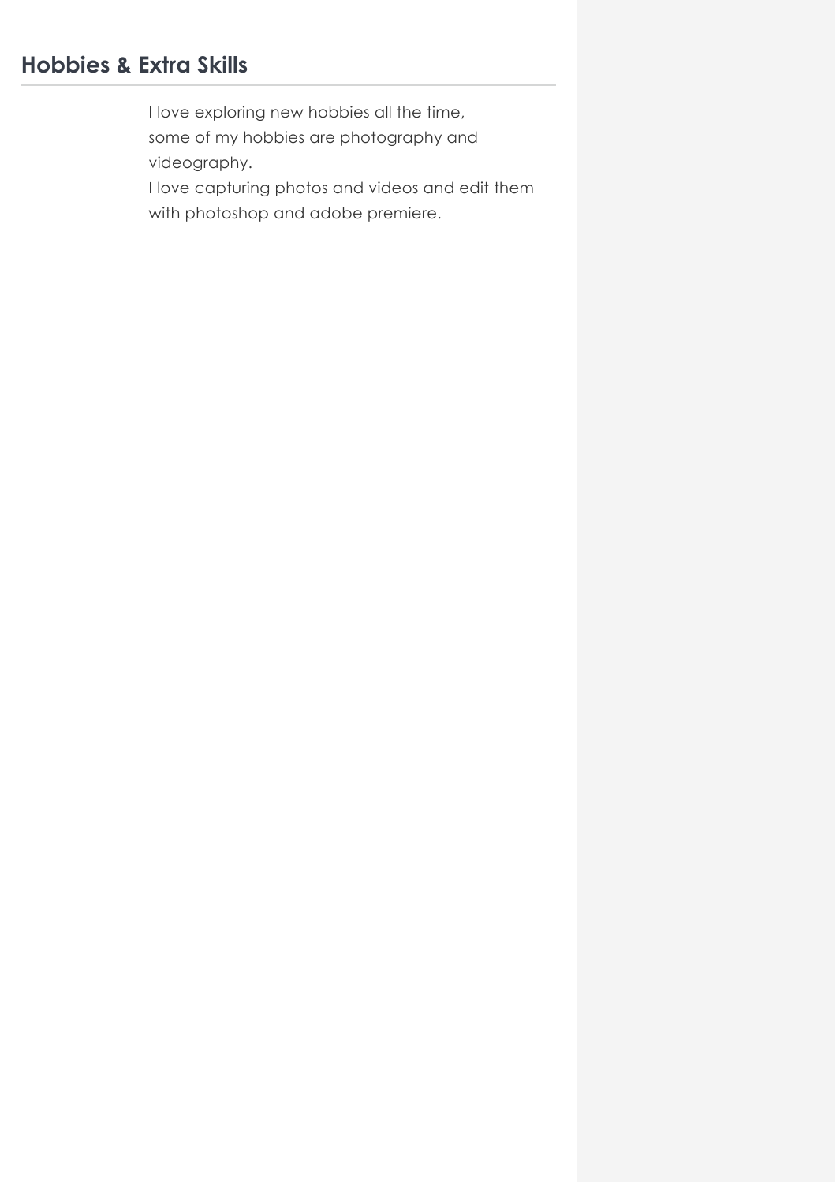## Hobbies & Extra Skills

I love exploring new hobbies all the time,
some of my hobbies are photography and videography.
I love capturing photos and videos and edit them with photoshop and adobe premiere.